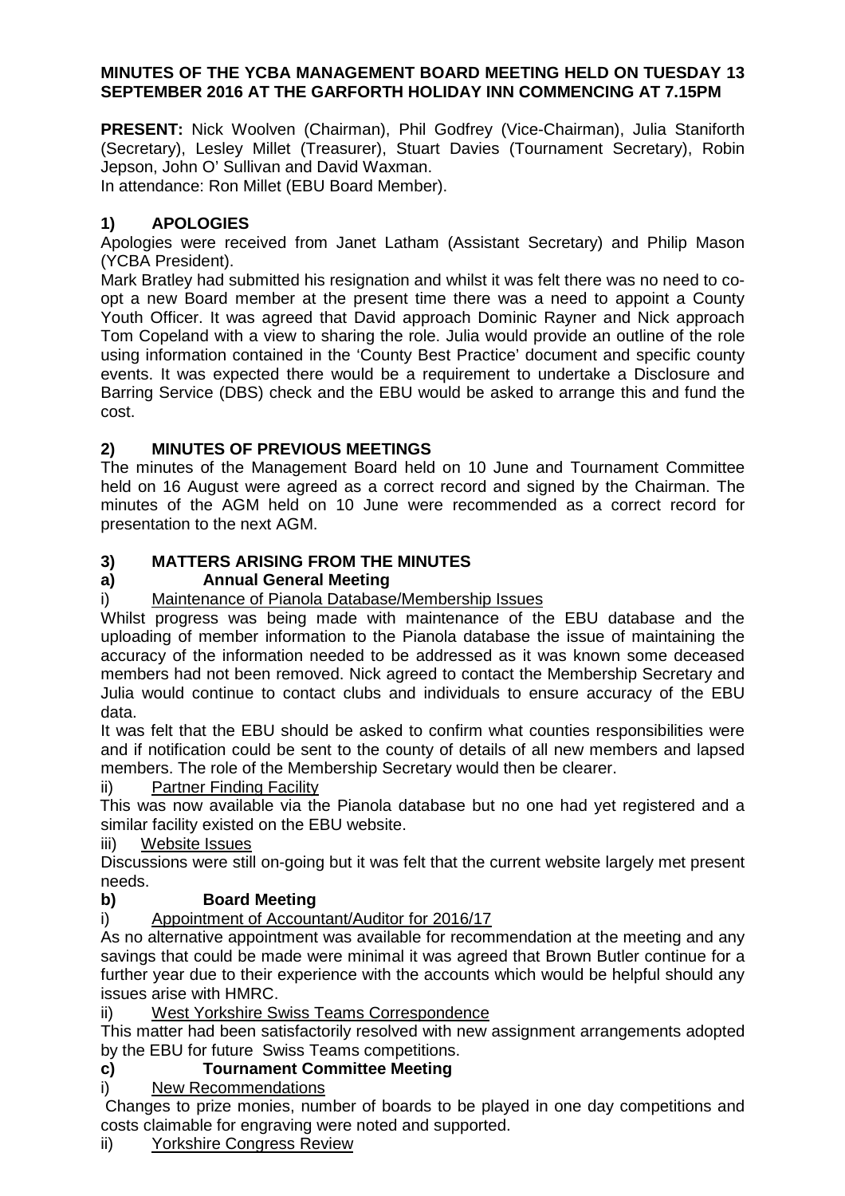**MINUTES OF THE YCBA MANAGEMENT BOARD MEETING HELD ON TUESDAY 13 SEPTEMBER 2016 AT THE GARFORTH HOLIDAY INN COMMENCING AT 7.15PM**

**PRESENT:** Nick Woolven (Chairman), Phil Godfrey (Vice-Chairman), Julia Staniforth (Secretary), Lesley Millet (Treasurer), Stuart Davies (Tournament Secretary), Robin Jepson, John O' Sullivan and David Waxman.
In attendance: Ron Millet (EBU Board Member).

## 1) APOLOGIES

Apologies were received from Janet Latham (Assistant Secretary) and Philip Mason (YCBA President).

Mark Bratley had submitted his resignation and whilst it was felt there was no need to co-opt a new Board member at the present time there was a need to appoint a County Youth Officer. It was agreed that David approach Dominic Rayner and Nick approach Tom Copeland with a view to sharing the role. Julia would provide an outline of the role using information contained in the 'County Best Practice' document and specific county events. It was expected there would be a requirement to undertake a Disclosure and Barring Service (DBS) check and the EBU would be asked to arrange this and fund the cost.

## 2) MINUTES OF PREVIOUS MEETINGS

The minutes of the Management Board held on 10 June and Tournament Committee held on 16 August were agreed as a correct record and signed by the Chairman. The minutes of the AGM held on 10 June were recommended as a correct record for presentation to the next AGM.

## 3) MATTERS ARISING FROM THE MINUTES

### a) Annual General Meeting

i) Maintenance of Pianola Database/Membership Issues

Whilst progress was being made with maintenance of the EBU database and the uploading of member information to the Pianola database the issue of maintaining the accuracy of the information needed to be addressed as it was known some deceased members had not been removed. Nick agreed to contact the Membership Secretary and Julia would continue to contact clubs and individuals to ensure accuracy of the EBU data.

It was felt that the EBU should be asked to confirm what counties responsibilities were and if notification could be sent to the county of details of all new members and lapsed members. The role of the Membership Secretary would then be clearer.

ii) Partner Finding Facility

This was now available via the Pianola database but no one had yet registered and a similar facility existed on the EBU website.

iii) Website Issues

Discussions were still on-going but it was felt that the current website largely met present needs.

### b) Board Meeting

i) Appointment of Accountant/Auditor for 2016/17

As no alternative appointment was available for recommendation at the meeting and any savings that could be made were minimal it was agreed that Brown Butler continue for a further year due to their experience with the accounts which would be helpful should any issues arise with HMRC.

ii) West Yorkshire Swiss Teams Correspondence

This matter had been satisfactorily resolved with new assignment arrangements adopted by the EBU for future Swiss Teams competitions.

### c) Tournament Committee Meeting

i) New Recommendations

Changes to prize monies, number of boards to be played in one day competitions and costs claimable for engraving were noted and supported.

ii) Yorkshire Congress Review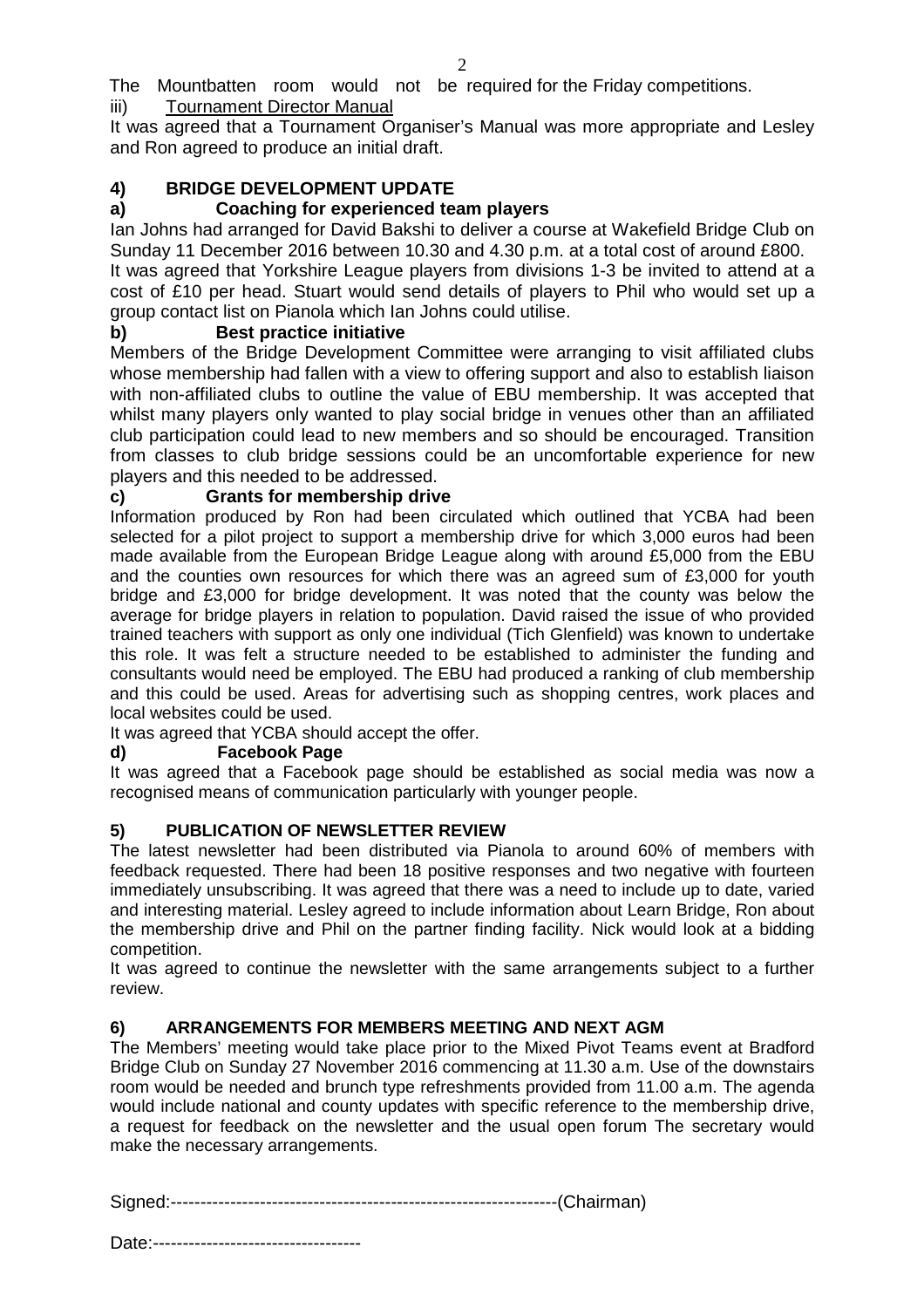The Mountbatten room would not be required for the Friday competitions.

iii) Tournament Director Manual

It was agreed that a Tournament Organiser's Manual was more appropriate and Lesley and Ron agreed to produce an initial draft.

## 4) BRIDGE DEVELOPMENT UPDATE

### a) Coaching for experienced team players

Ian Johns had arranged for David Bakshi to deliver a course at Wakefield Bridge Club on Sunday 11 December 2016 between 10.30 and 4.30 p.m. at a total cost of around £800.

It was agreed that Yorkshire League players from divisions 1-3 be invited to attend at a cost of £10 per head. Stuart would send details of players to Phil who would set up a group contact list on Pianola which Ian Johns could utilise.

### b) Best practice initiative

Members of the Bridge Development Committee were arranging to visit affiliated clubs whose membership had fallen with a view to offering support and also to establish liaison with non-affiliated clubs to outline the value of EBU membership. It was accepted that whilst many players only wanted to play social bridge in venues other than an affiliated club participation could lead to new members and so should be encouraged. Transition from classes to club bridge sessions could be an uncomfortable experience for new players and this needed to be addressed.

### c) Grants for membership drive

Information produced by Ron had been circulated which outlined that YCBA had been selected for a pilot project to support a membership drive for which 3,000 euros had been made available from the European Bridge League along with around £5,000 from the EBU and the counties own resources for which there was an agreed sum of £3,000 for youth bridge and £3,000 for bridge development. It was noted that the county was below the average for bridge players in relation to population. David raised the issue of who provided trained teachers with support as only one individual (Tich Glenfield) was known to undertake this role. It was felt a structure needed to be established to administer the funding and consultants would need be employed. The EBU had produced a ranking of club membership and this could be used. Areas for advertising such as shopping centres, work places and local websites could be used.

It was agreed that YCBA should accept the offer.

### d) Facebook Page

It was agreed that a Facebook page should be established as social media was now a recognised means of communication particularly with younger people.

## 5) PUBLICATION OF NEWSLETTER REVIEW

The latest newsletter had been distributed via Pianola to around 60% of members with feedback requested. There had been 18 positive responses and two negative with fourteen immediately unsubscribing. It was agreed that there was a need to include up to date, varied and interesting material. Lesley agreed to include information about Learn Bridge, Ron about the membership drive and Phil on the partner finding facility. Nick would look at a bidding competition.

It was agreed to continue the newsletter with the same arrangements subject to a further review.

## 6) ARRANGEMENTS FOR MEMBERS MEETING AND NEXT AGM

The Members' meeting would take place prior to the Mixed Pivot Teams event at Bradford Bridge Club on Sunday 27 November 2016 commencing at 11.30 a.m. Use of the downstairs room would be needed and brunch type refreshments provided from 11.00 a.m. The agenda would include national and county updates with specific reference to the membership drive, a request for feedback on the newsletter and the usual open forum The secretary would make the necessary arrangements.

Signed:----------------------------------------------------------------(Chairman)

Date:-----------------------------------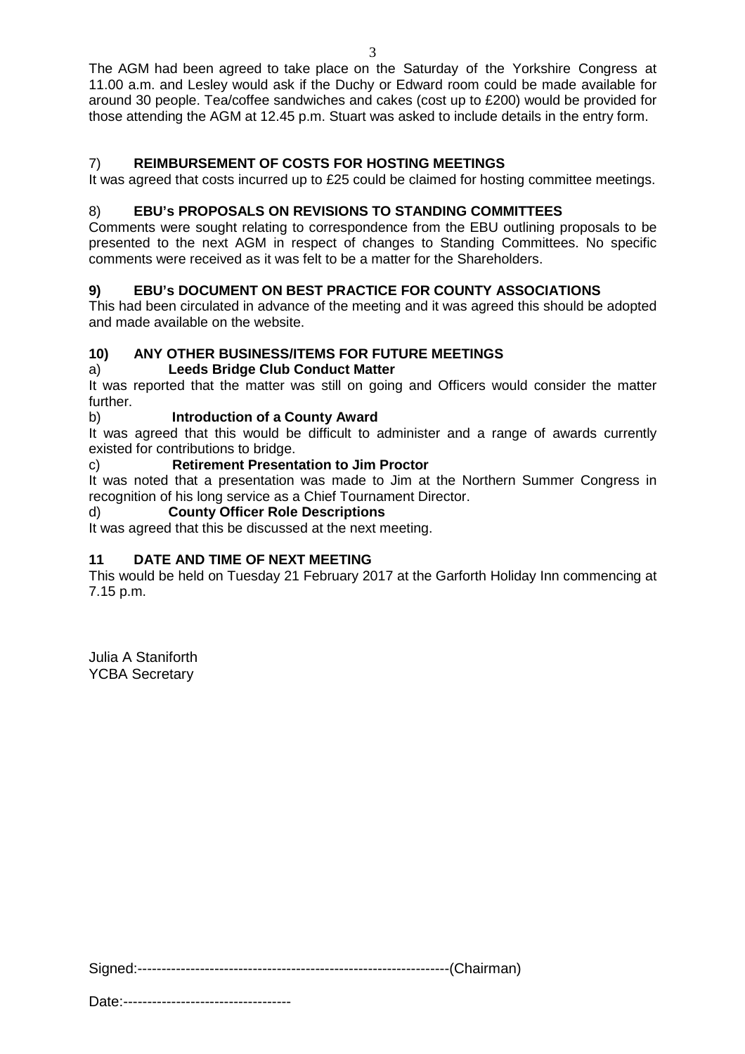The AGM had been agreed to take place on the Saturday of the Yorkshire Congress at 11.00 a.m. and Lesley would ask if the Duchy or Edward room could be made available for around 30 people. Tea/coffee sandwiches and cakes (cost up to £200) would be provided for those attending the AGM at 12.45 p.m. Stuart was asked to include details in the entry form.

## 7) **REIMBURSEMENT OF COSTS FOR HOSTING MEETINGS**

It was agreed that costs incurred up to £25 could be claimed for hosting committee meetings.

## 8) **EBU's PROPOSALS ON REVISIONS TO STANDING COMMITTEES**

Comments were sought relating to correspondence from the EBU outlining proposals to be presented to the next AGM in respect of changes to Standing Committees. No specific comments were received as it was felt to be a matter for the Shareholders.

## **9) EBU's DOCUMENT ON BEST PRACTICE FOR COUNTY ASSOCIATIONS**

This had been circulated in advance of the meeting and it was agreed this should be adopted and made available on the website.

## **10) ANY OTHER BUSINESS/ITEMS FOR FUTURE MEETINGS**

a) **Leeds Bridge Club Conduct Matter**

It was reported that the matter was still on going and Officers would consider the matter further.

b) **Introduction of a County Award**

It was agreed that this would be difficult to administer and a range of awards currently existed for contributions to bridge.

c) **Retirement Presentation to Jim Proctor**

It was noted that a presentation was made to Jim at the Northern Summer Congress in recognition of his long service as a Chief Tournament Director.

d) **County Officer Role Descriptions**

It was agreed that this be discussed at the next meeting.

## **11 DATE AND TIME OF NEXT MEETING**

This would be held on Tuesday 21 February 2017 at the Garforth Holiday Inn commencing at 7.15 p.m.

Julia A Staniforth
YCBA Secretary

Signed:-----------------------------------------------------------------(Chairman)

Date:-----------------------------------